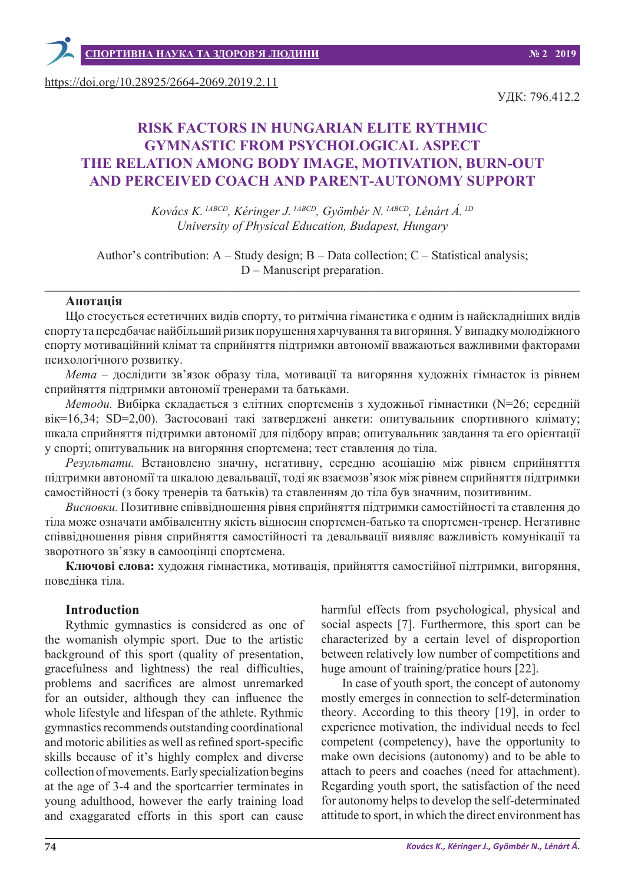https://doi.org/10.28925/2664-2069.2019.2.11

УДК: 796.412.2

# RISK FACTORS IN HUNGARIAN ELITE RYTHMIC GYMNASTIC FROM PSYCHOLOGICAL ASPECT THE RELATION AMONG BODY IMAGE, MOTIVATION, BURN-OUT AND PERCEIVED COACH AND PARENT-AUTONOMY SUPPORT

*Kovács K.* [1ABCD], *Kéringer J.* [1ABCD], *Gyömbér N.* [1ABCD], *Lénárt Á.* [1D]
*University of Physical Education, Budapest, Hungary*

Author's contribution: A – Study design; B – Data collection; C – Statistical analysis; D – Manuscript preparation.

---

**Анотація**

Що стосується естетичних видів спорту, то ритмічна гімнастика є одним із найскладніших видів спорту та передбачає найбільший ризик порушення харчування та вигоряння. У випадку молодіжного спорту мотиваційний клімат та сприйняття підтримки автономії вважаються важливими факторами психологічного розвитку.

*Мета* – дослідити зв'язок образу тіла, мотивації та вигоряння художніх гімнасток із рівнем сприйняття підтримки автономії тренерами та батьками.

*Методи.* Вибірка складається з елітних спортсменів з художньої гімнастики (N=26; середній вік=16,34; SD=2,00). Застосовані такі затверджені анкети: опитувальник спортивного клімату; шкала сприйняття підтримки автономії для підбору вправ; опитувальник завдання та його орієнтації у спорті; опитувальник на вигоряння спортсмена; тест ставлення до тіла.

*Результати.* Встановлено значну, негативну, середню асоціацію між рівнем сприйняття підтримки автономії та шкалою девальвації, тоді як взаємозв'язок між рівнем сприйняття підтримки самостійності (з боку тренерів та батьків) та ставленням до тіла був значним, позитивним.

*Висновки.* Позитивне співвідношення рівня сприйняття підтримки самостійності та ставлення до тіла може означати амбівалентну якість відносин спортсмен-батько та спортсмен-тренер. Негативне співвідношення рівня сприйняття самостійності та девальвації виявляє важливість комунікації та зворотного зв'язку в самооцінці спортсмена.

**Ключові слова:** художня гімнастика, мотивація, прийняття самостійної підтримки, вигоряння, поведінка тіла.

## Introduction

Rythmic gymnastics is considered as one of the womanish olympic sport. Due to the artistic background of this sport (quality of presentation, gracefulness and lightness) the real difficulties, problems and sacrifices are almost unremarked for an outsider, although they can influence the whole lifestyle and lifespan of the athlete. Rythmic gymnastics recommends outstanding coordinational and motoric abilities as well as refined sport-specific skills because of it's highly complex and diverse collection of movements. Early specialization begins at the age of 3-4 and the sportcarrier terminates in young adulthood, however the early training load and exaggarated efforts in this sport can cause harmful effects from psychological, physical and social aspects [7]. Furthermore, this sport can be characterized by a certain level of disproportion between relatively low number of competitions and huge amount of training/pratice hours [22].

In case of youth sport, the concept of autonomy mostly emerges in connection to self-determination theory. According to this theory [19], in order to experience motivation, the individual needs to feel competent (competency), have the opportunity to make own decisions (autonomy) and to be able to attach to peers and coaches (need for attachment). Regarding youth sport, the satisfaction of the need for autonomy helps to develop the self-determinated attitude to sport, in which the direct environment has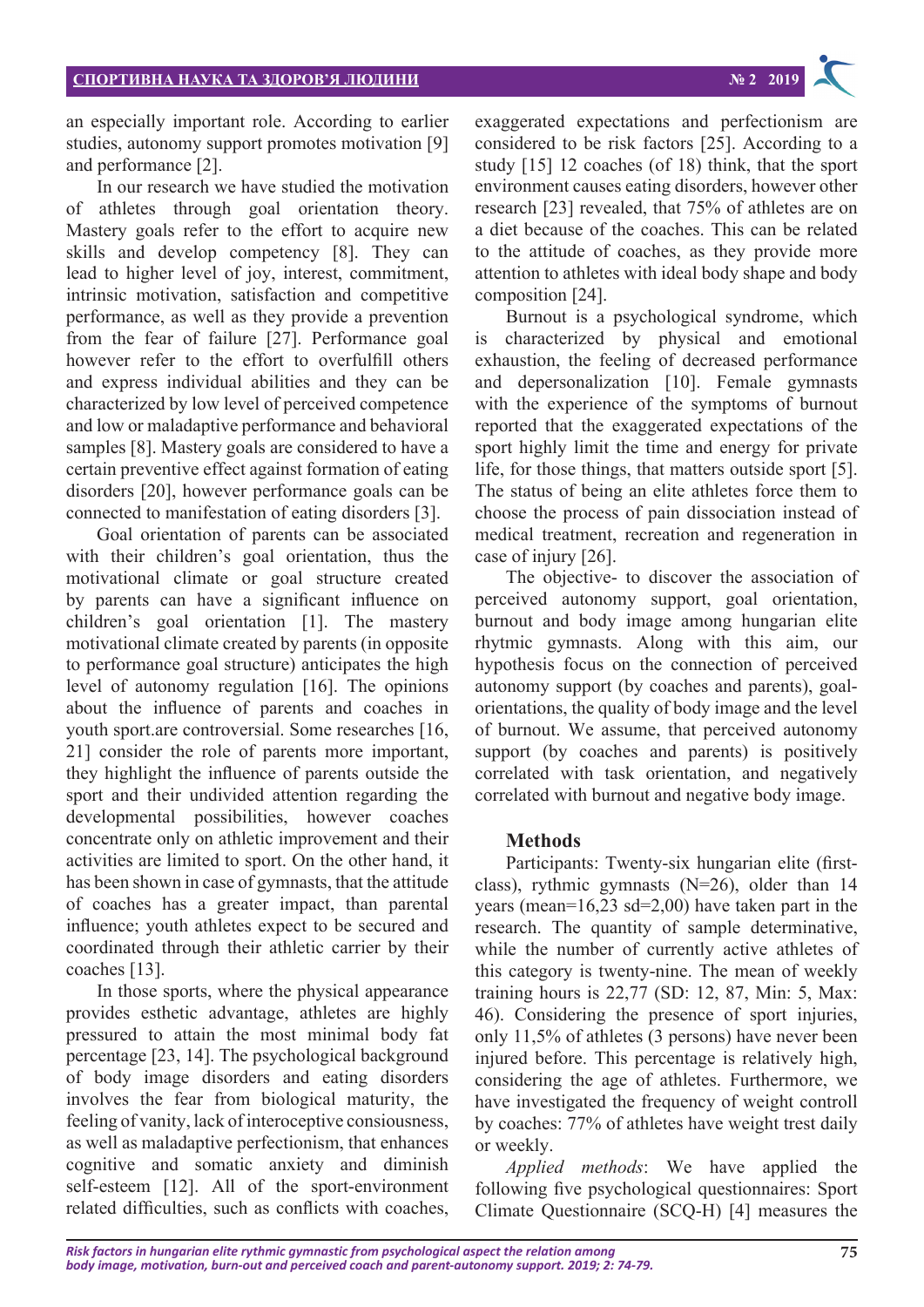an especially important role. According to earlier studies, autonomy support promotes motivation [9] and performance [2].

In our research we have studied the motivation of athletes through goal orientation theory. Mastery goals refer to the effort to acquire new skills and develop competency [8]. They can lead to higher level of joy, interest, commitment, intrinsic motivation, satisfaction and competitive performance, as well as they provide a prevention from the fear of failure [27]. Performance goal however refer to the effort to overfulfill others and express individual abilities and they can be characterized by low level of perceived competence and low or maladaptive performance and behavioral samples [8]. Mastery goals are considered to have a certain preventive effect against formation of eating disorders [20], however performance goals can be connected to manifestation of eating disorders [3].

Goal orientation of parents can be associated with their children's goal orientation, thus the motivational climate or goal structure created by parents can have a significant influence on children's goal orientation [1]. The mastery motivational climate created by parents (in opposite to performance goal structure) anticipates the high level of autonomy regulation [16]. The opinions about the influence of parents and coaches in youth sport.are controversial. Some researches [16, 21] consider the role of parents more important, they highlight the influence of parents outside the sport and their undivided attention regarding the developmental possibilities, however coaches concentrate only on athletic improvement and their activities are limited to sport. On the other hand, it has been shown in case of gymnasts, that the attitude of coaches has a greater impact, than parental influence; youth athletes expect to be secured and coordinated through their athletic carrier by their coaches [13].

In those sports, where the physical appearance provides esthetic advantage, athletes are highly pressured to attain the most minimal body fat percentage [23, 14]. The psychological background of body image disorders and eating disorders involves the fear from biological maturity, the feeling of vanity, lack of interoceptive consiousness, as well as maladaptive perfectionism, that enhances cognitive and somatic anxiety and diminish self-esteem [12]. All of the sport-environment related difficulties, such as conflicts with coaches, exaggerated expectations and perfectionism are considered to be risk factors [25]. According to a study [15] 12 coaches (of 18) think, that the sport environment causes eating disorders, however other research [23] revealed, that 75% of athletes are on a diet because of the coaches. This can be related to the attitude of coaches, as they provide more attention to athletes with ideal body shape and body composition [24].

Burnout is a psychological syndrome, which is characterized by physical and emotional exhaustion, the feeling of decreased performance and depersonalization [10]. Female gymnasts with the experience of the symptoms of burnout reported that the exaggerated expectations of the sport highly limit the time and energy for private life, for those things, that matters outside sport [5]. The status of being an elite athletes force them to choose the process of pain dissociation instead of medical treatment, recreation and regeneration in case of injury [26].

The objective- to discover the association of perceived autonomy support, goal orientation, burnout and body image among hungarian elite rhytmic gymnasts. Along with this aim, our hypothesis focus on the connection of perceived autonomy support (by coaches and parents), goal-orientations, the quality of body image and the level of burnout. We assume, that perceived autonomy support (by coaches and parents) is positively correlated with task orientation, and negatively correlated with burnout and negative body image.

## Methods

Participants: Twenty-six hungarian elite (first-class), rythmic gymnasts (N=26), older than 14 years (mean=16,23 sd=2,00) have taken part in the research. The quantity of sample determinative, while the number of currently active athletes of this category is twenty-nine. The mean of weekly training hours is 22,77 (SD: 12, 87, Min: 5, Max: 46). Considering the presence of sport injuries, only 11,5% of athletes (3 persons) have never been injured before. This percentage is relatively high, considering the age of athletes. Furthermore, we have investigated the frequency of weight controll by coaches: 77% of athletes have weight trest daily or weekly.

*Applied methods*: We have applied the following five psychological questionnaires: Sport Climate Questionnaire (SCQ-H) [4] measures the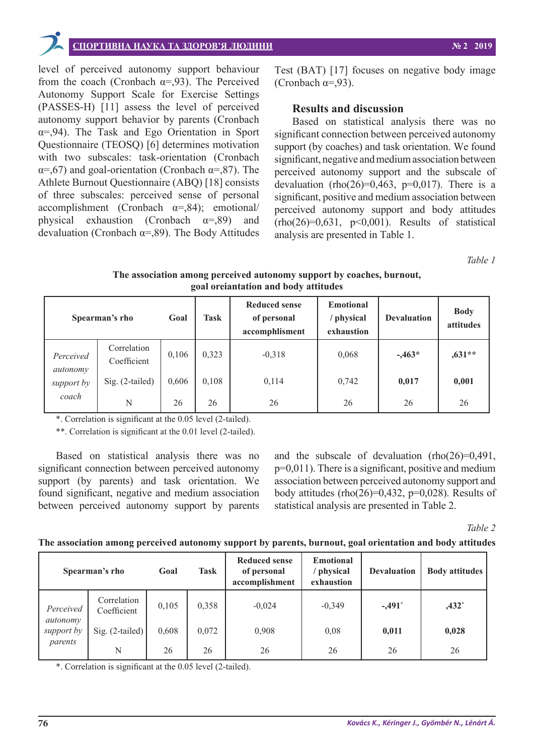level of perceived autonomy support behaviour from the coach (Cronbach α=,93). The Perceived Autonomy Support Scale for Exercise Settings (PASSES-H) [11] assess the level of perceived autonomy support behavior by parents (Cronbach α=,94). The Task and Ego Orientation in Sport Questionnaire (TEOSQ) [6] determines motivation with two subscales: task-orientation (Cronbach α=,67) and goal-orientation (Cronbach α=,87). The Athlete Burnout Questionnaire (ABQ) [18] consists of three subscales: perceived sense of personal accomplishment (Cronbach α=,84); emotional/physical exhaustion (Cronbach α=,89) and devaluation (Cronbach α=,89). The Body Attitudes Test (BAT) [17] focuses on negative body image (Cronbach α=,93).

## Results and discussion

Based on statistical analysis there was no significant connection between perceived autonomy support (by coaches) and task orientation. We found significant, negative and medium association between perceived autonomy support and the subscale of devaluation (rho(26)=0,463, p=0,017). There is a significant, positive and medium association between perceived autonomy support and body attitudes (rho(26)=0,631, p<0,001). Results of statistical analysis are presented in Table 1.

*Table 1*

**The association among perceived autonomy support by coaches, burnout, goal oreiantation and body attitudes**

| Spearman's rho | | Goal | Task | Reduced sense of personal accomplishment | Emotional / physical exhaustion | Devaluation | Body attitudes |
|---|---|---|---|---|---|---|---|
| *Perceived autonomy support by coach* | Correlation Coefficient | 0,106 | 0,323 | -0,318 | 0,068 | **-,463*** | **,631**** |
| | Sig. (2-tailed) | 0,606 | 0,108 | 0,114 | 0,742 | **0,017** | **0,001** |
| | N | 26 | 26 | 26 | 26 | 26 | 26 |

*. Correlation is significant at the 0.05 level (2-tailed).

**. Correlation is significant at the 0.01 level (2-tailed).

Based on statistical analysis there was no significant connection between perceived autonomy support (by parents) and task orientation. We found significant, negative and medium association between perceived autonomy support by parents and the subscale of devaluation (rho(26)=0,491, p=0,011). There is a significant, positive and medium association between perceived autonomy support and body attitudes (rho(26)=0,432, p=0,028). Results of statistical analysis are presented in Table 2.

*Table 2*

**The association among perceived autonomy support by parents, burnout, goal orientation and body attitudes**

| Spearman's rho | | Goal | Task | Reduced sense of personal accomplishment | Emotional / physical exhaustion | Devaluation | Body attitudes |
|---|---|---|---|---|---|---|---|
| *Perceived autonomy support by parents* | Correlation Coefficient | 0,105 | 0,358 | -0,024 | -0,349 | **-,491*** | **,432*** |
| | Sig. (2-tailed) | 0,608 | 0,072 | 0,908 | 0,08 | **0,011** | **0,028** |
| | N | 26 | 26 | 26 | 26 | 26 | 26 |

*. Correlation is significant at the 0.05 level (2-tailed).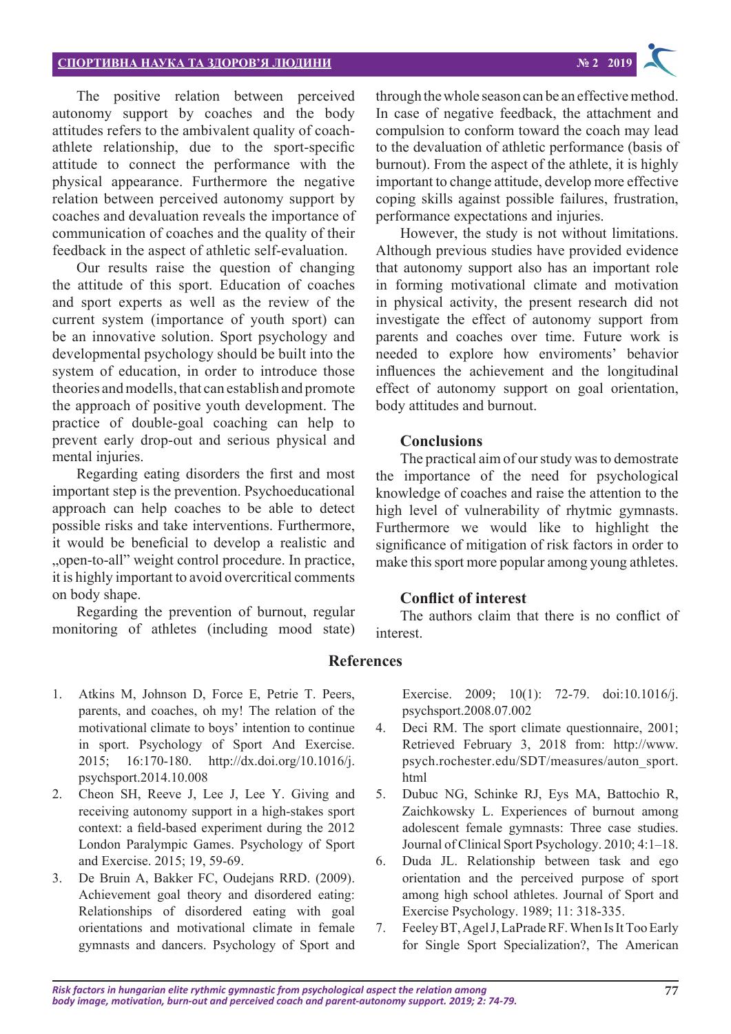The positive relation between perceived autonomy support by coaches and the body attitudes refers to the ambivalent quality of coach-athlete relationship, due to the sport-specific attitude to connect the performance with the physical appearance. Furthermore the negative relation between perceived autonomy support by coaches and devaluation reveals the importance of communication of coaches and the quality of their feedback in the aspect of athletic self-evaluation.

Our results raise the question of changing the attitude of this sport. Education of coaches and sport experts as well as the review of the current system (importance of youth sport) can be an innovative solution. Sport psychology and developmental psychology should be built into the system of education, in order to introduce those theories and modells, that can establish and promote the approach of positive youth development. The practice of double-goal coaching can help to prevent early drop-out and serious physical and mental injuries.

Regarding eating disorders the first and most important step is the prevention. Psychoeducational approach can help coaches to be able to detect possible risks and take interventions. Furthermore, it would be beneficial to develop a realistic and „open-to-all" weight control procedure. In practice, it is highly important to avoid overcritical comments on body shape.

Regarding the prevention of burnout, regular monitoring of athletes (including mood state) through the whole season can be an effective method. In case of negative feedback, the attachment and compulsion to conform toward the coach may lead to the devaluation of athletic performance (basis of burnout). From the aspect of the athlete, it is highly important to change attitude, develop more effective coping skills against possible failures, frustration, performance expectations and injuries.

However, the study is not without limitations. Although previous studies have provided evidence that autonomy support also has an important role in forming motivational climate and motivation in physical activity, the present research did not investigate the effect of autonomy support from parents and coaches over time. Future work is needed to explore how enviroments' behavior influences the achievement and the longitudinal effect of autonomy support on goal orientation, body attitudes and burnout.

## Conclusions

The practical aim of our study was to demostrate the importance of the need for psychological knowledge of coaches and raise the attention to the high level of vulnerability of rhytmic gymnasts. Furthermore we would like to highlight the significance of mitigation of risk factors in order to make this sport more popular among young athletes.

## Conflict of interest

The authors claim that there is no conflict of interest.

## References

1. Atkins M, Johnson D, Force E, Petrie T. Peers, parents, and coaches, oh my! The relation of the motivational climate to boys' intention to continue in sport. Psychology of Sport And Exercise. 2015; 16:170-180. http://dx.doi.org/10.1016/j.psychsport.2014.10.008
2. Cheon SH, Reeve J, Lee J, Lee Y. Giving and receiving autonomy support in a high-stakes sport context: a field-based experiment during the 2012 London Paralympic Games. Psychology of Sport and Exercise. 2015; 19, 59-69.
3. De Bruin A, Bakker FC, Oudejans RRD. (2009). Achievement goal theory and disordered eating: Relationships of disordered eating with goal orientations and motivational climate in female gymnasts and dancers. Psychology of Sport and Exercise. 2009; 10(1): 72-79. doi:10.1016/j.psychsport.2008.07.002
4. Deci RM. The sport climate questionnaire, 2001; Retrieved February 3, 2018 from: http://www.psych.rochester.edu/SDT/measures/auton_sport.html
5. Dubuc NG, Schinke RJ, Eys MA, Battochio R, Zaichkowsky L. Experiences of burnout among adolescent female gymnasts: Three case studies. Journal of Clinical Sport Psychology. 2010; 4:1–18.
6. Duda JL. Relationship between task and ego orientation and the perceived purpose of sport among high school athletes. Journal of Sport and Exercise Psychology. 1989; 11: 318-335.
7. Feeley BT, Agel J, LaPrade RF. When Is It Too Early for Single Sport Specialization?, The American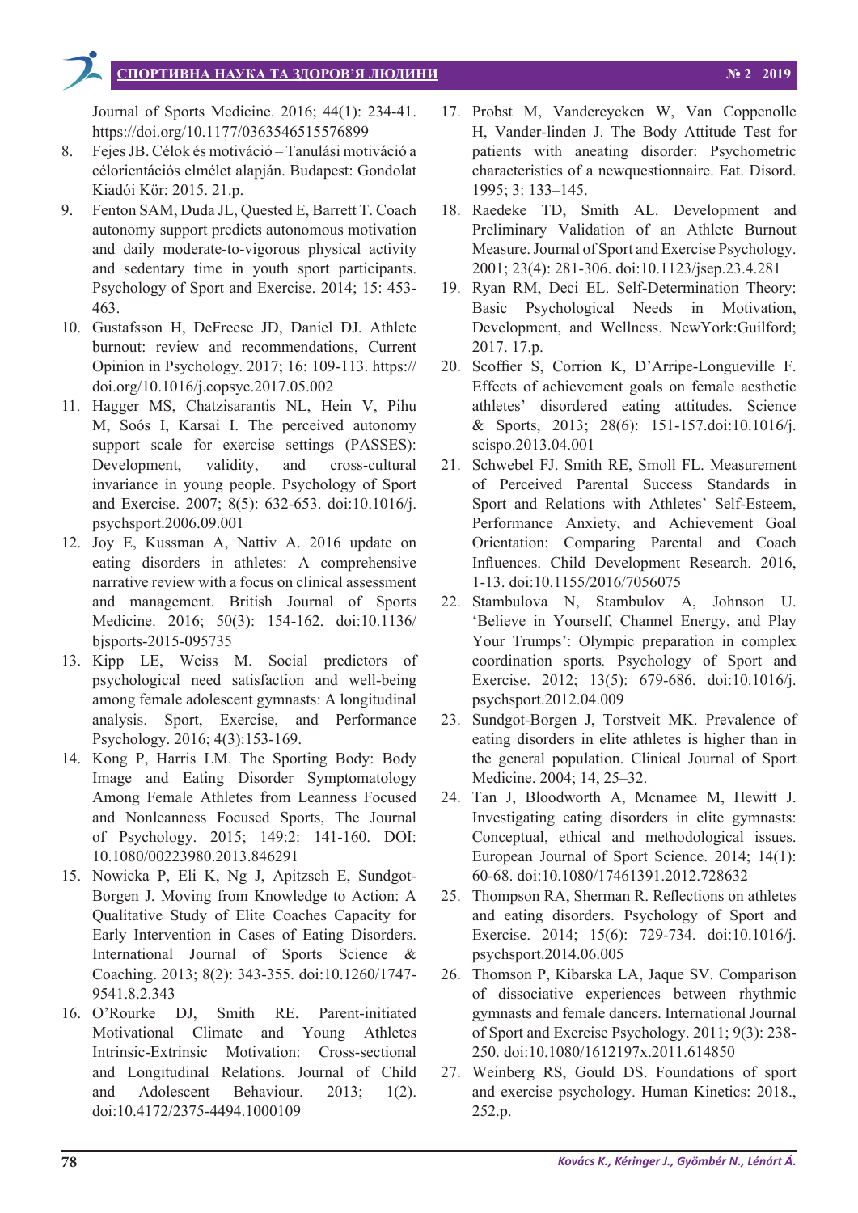Journal of Sports Medicine. 2016; 44(1): 234-41. https://doi.org/10.1177/0363546515576899

8. Fejes JB. Célok és motiváció – Tanulási motiváció a célorientációs elmélet alapján. Budapest: Gondolat Kiadói Kör; 2015. 21.p.
9. Fenton SAM, Duda JL, Quested E, Barrett T. Coach autonomy support predicts autonomous motivation and daily moderate-to-vigorous physical activity and sedentary time in youth sport participants. Psychology of Sport and Exercise. 2014; 15: 453-463.
10. Gustafsson H, DeFreese JD, Daniel DJ. Athlete burnout: review and recommendations, Current Opinion in Psychology. 2017; 16: 109-113. https://doi.org/10.1016/j.copsyc.2017.05.002
11. Hagger MS, Chatzisarantis NL, Hein V, Pihu M, Soós I, Karsai I. The perceived autonomy support scale for exercise settings (PASSES): Development, validity, and cross-cultural invariance in young people. Psychology of Sport and Exercise. 2007; 8(5): 632-653. doi:10.1016/j.psychsport.2006.09.001
12. Joy E, Kussman A, Nattiv A. 2016 update on eating disorders in athletes: A comprehensive narrative review with a focus on clinical assessment and management. British Journal of Sports Medicine. 2016; 50(3): 154-162. doi:10.1136/bjsports-2015-095735
13. Kipp LE, Weiss M. Social predictors of psychological need satisfaction and well-being among female adolescent gymnasts: A longitudinal analysis. Sport, Exercise, and Performance Psychology. 2016; 4(3):153-169.
14. Kong P, Harris LM. The Sporting Body: Body Image and Eating Disorder Symptomatology Among Female Athletes from Leanness Focused and Nonleanness Focused Sports, The Journal of Psychology. 2015; 149:2: 141-160. DOI: 10.1080/00223980.2013.846291
15. Nowicka P, Eli K, Ng J, Apitzsch E, Sundgot-Borgen J. Moving from Knowledge to Action: A Qualitative Study of Elite Coaches Capacity for Early Intervention in Cases of Eating Disorders. International Journal of Sports Science & Coaching. 2013; 8(2): 343-355. doi:10.1260/1747-9541.8.2.343
16. O'Rourke DJ, Smith RE. Parent-initiated Motivational Climate and Young Athletes Intrinsic-Extrinsic Motivation: Cross-sectional and Longitudinal Relations. Journal of Child and Adolescent Behaviour. 2013; 1(2). doi:10.4172/2375-4494.1000109
17. Probst M, Vandereycken W, Van Coppenolle H, Vander-linden J. The Body Attitude Test for patients with aneating disorder: Psychometric characteristics of a newquestionnaire. Eat. Disord. 1995; 3: 133–145.
18. Raedeke TD, Smith AL. Development and Preliminary Validation of an Athlete Burnout Measure. Journal of Sport and Exercise Psychology. 2001; 23(4): 281-306. doi:10.1123/jsep.23.4.281
19. Ryan RM, Deci EL. Self-Determination Theory: Basic Psychological Needs in Motivation, Development, and Wellness. NewYork:Guilford; 2017. 17.p.
20. Scoffier S, Corrion K, D'Arripe-Longueville F. Effects of achievement goals on female aesthetic athletes' disordered eating attitudes. Science & Sports, 2013; 28(6): 151-157.doi:10.1016/j.scispo.2013.04.001
21. Schwebel FJ. Smith RE, Smoll FL. Measurement of Perceived Parental Success Standards in Sport and Relations with Athletes' Self-Esteem, Performance Anxiety, and Achievement Goal Orientation: Comparing Parental and Coach Influences. Child Development Research. 2016, 1-13. doi:10.1155/2016/7056075
22. Stambulova N, Stambulov A, Johnson U. 'Believe in Yourself, Channel Energy, and Play Your Trumps': Olympic preparation in complex coordination sports. Psychology of Sport and Exercise. 2012; 13(5): 679-686. doi:10.1016/j.psychsport.2012.04.009
23. Sundgot-Borgen J, Torstveit MK. Prevalence of eating disorders in elite athletes is higher than in the general population. Clinical Journal of Sport Medicine. 2004; 14, 25–32.
24. Tan J, Bloodworth A, Mcnamee M, Hewitt J. Investigating eating disorders in elite gymnasts: Conceptual, ethical and methodological issues. European Journal of Sport Science. 2014; 14(1): 60-68. doi:10.1080/17461391.2012.728632
25. Thompson RA, Sherman R. Reflections on athletes and eating disorders. Psychology of Sport and Exercise. 2014; 15(6): 729-734. doi:10.1016/j.psychsport.2014.06.005
26. Thomson P, Kibarska LA, Jaque SV. Comparison of dissociative experiences between rhythmic gymnasts and female dancers. International Journal of Sport and Exercise Psychology. 2011; 9(3): 238-250. doi:10.1080/1612197x.2011.614850
27. Weinberg RS, Gould DS. Foundations of sport and exercise psychology. Human Kinetics: 2018., 252.p.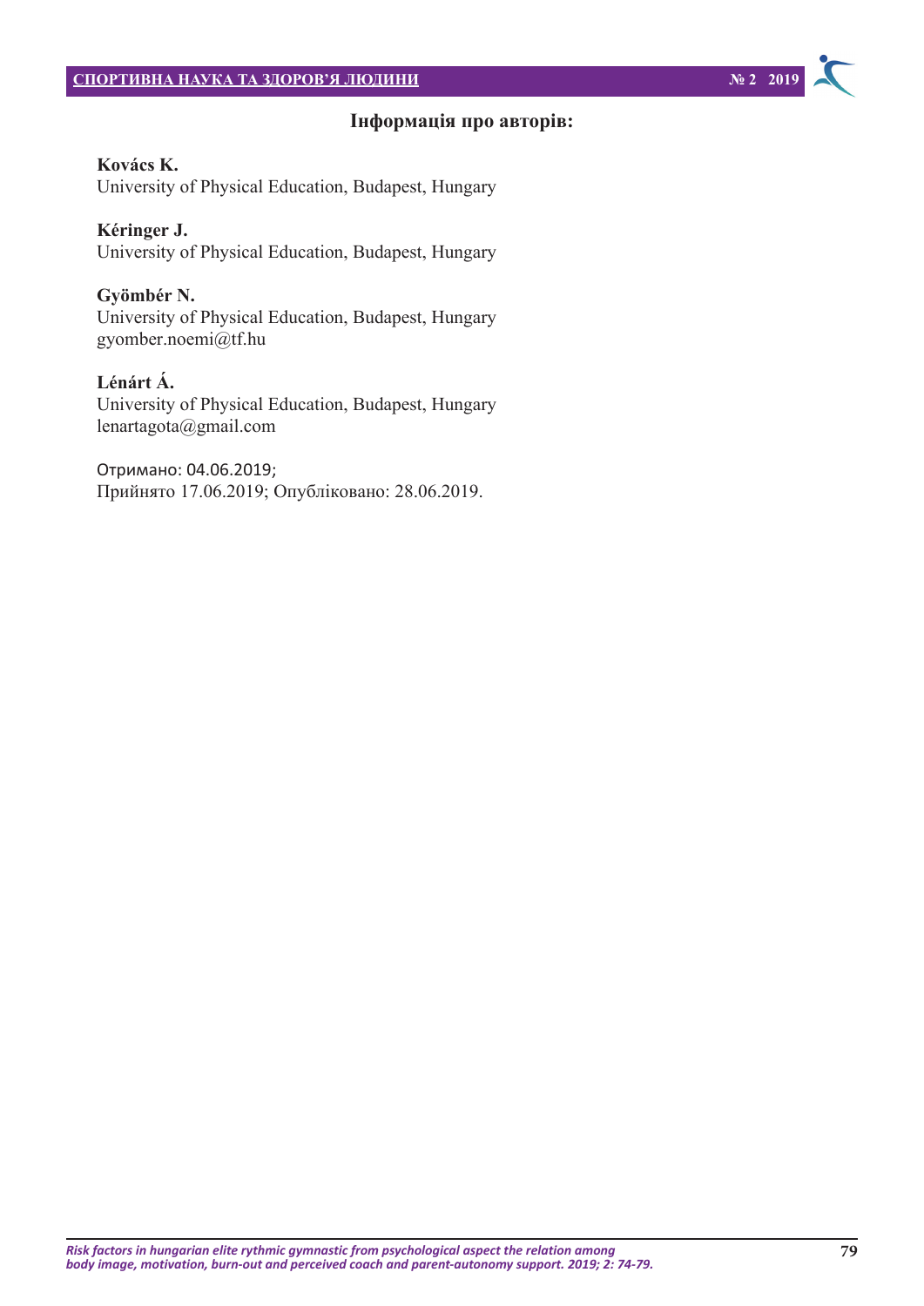## Інформація про авторів:

**Kovács K.**
University of Physical Education, Budapest, Hungary

**Kéringer J.**
University of Physical Education, Budapest, Hungary

**Gyömbér N.**
University of Physical Education, Budapest, Hungary
gyomber.noemi@tf.hu

**Lénárt Á.**
University of Physical Education, Budapest, Hungary
lenartagota@gmail.com

Отримано: 04.06.2019;
Прийнято 17.06.2019; Опубліковано: 28.06.2019.